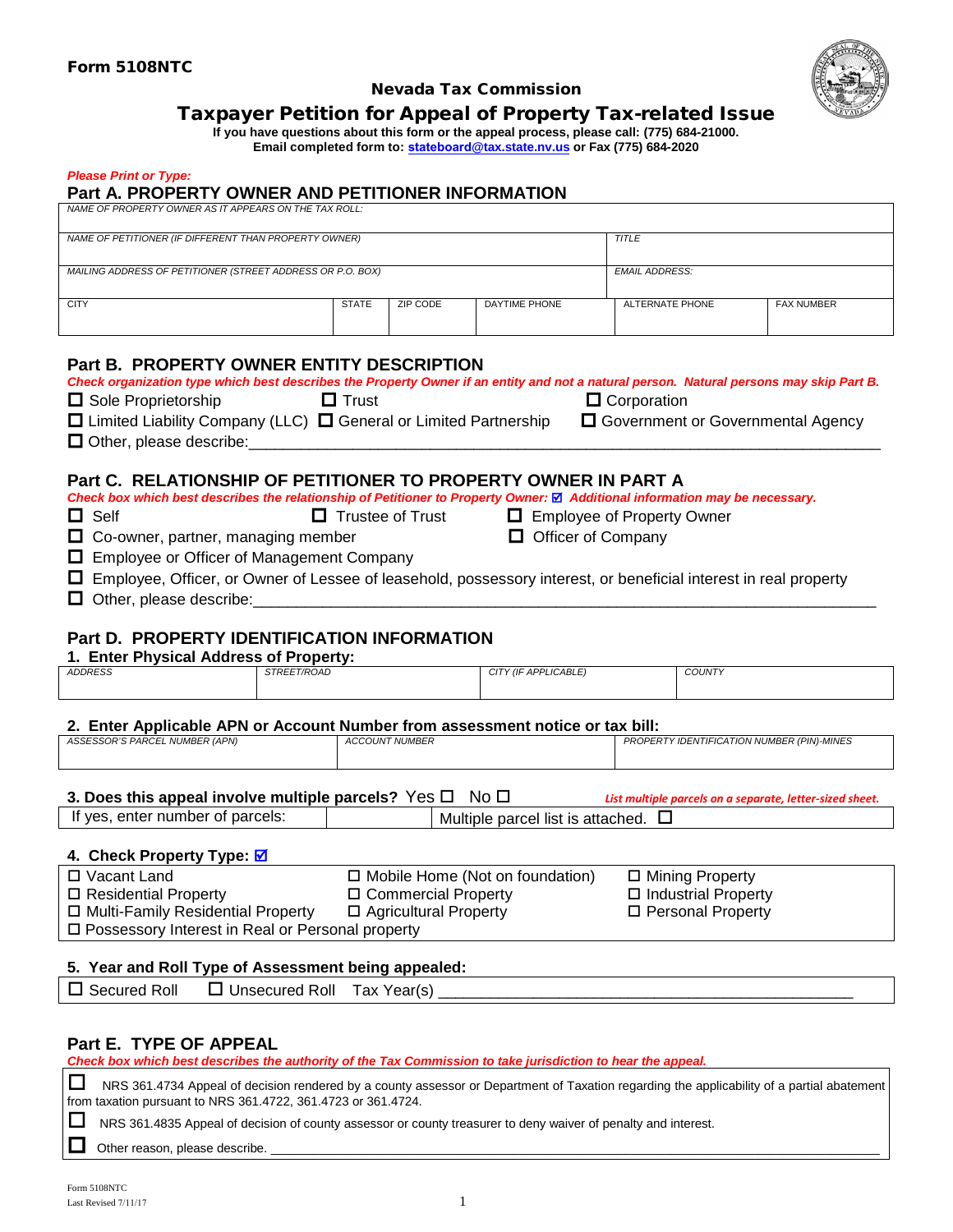**Form 5108NTC**

## Nevada Tax Commission

# Taxpayer Petition for Appeal of Property Tax-related Issue

**If you have questions about this form or the appeal process, please call: (775) 684-21000.**
**Email completed form to: stateboard@tax.state.nv.us or Fax (775) 684-2020**

*Please Print or Type:*

## Part A. PROPERTY OWNER AND PETITIONER INFORMATION

| NAME OF PROPERTY OWNER AS IT APPEARS ON THE TAX ROLL: | | | | | |
|---|---|---|---|---|---|
| NAME OF PETITIONER (IF DIFFERENT THAN PROPERTY OWNER) | | | | TITLE | |
| MAILING ADDRESS OF PETITIONER (STREET ADDRESS OR P.O. BOX) | | | | EMAIL ADDRESS: | |
| CITY | STATE | ZIP CODE | DAYTIME PHONE | ALTERNATE PHONE | FAX NUMBER |

## Part B. PROPERTY OWNER ENTITY DESCRIPTION

*Check organization type which best describes the Property Owner if an entity and not a natural person. Natural persons may skip Part B.*

- ☐ Sole Proprietorship
- ☐ Trust
- ☐ Corporation
- ☐ Limited Liability Company (LLC)
- ☐ General or Limited Partnership
- ☐ Government or Governmental Agency
- ☐ Other, please describe:______________________________

## Part C. RELATIONSHIP OF PETITIONER TO PROPERTY OWNER IN PART A

*Check box which best describes the relationship of Petitioner to Property Owner: ☑ Additional information may be necessary.*

- ☐ Self
- ☐ Trustee of Trust
- ☐ Employee of Property Owner
- ☐ Co-owner, partner, managing member
- ☐ Officer of Company
- ☐ Employee or Officer of Management Company
- ☐ Employee, Officer, or Owner of Lessee of leasehold, possessory interest, or beneficial interest in real property
- ☐ Other, please describe:______________________________

## Part D. PROPERTY IDENTIFICATION INFORMATION

**1. Enter Physical Address of Property:**

| ADDRESS | STREET/ROAD | CITY (IF APPLICABLE) | COUNTY |
|---|---|---|---|
| | | | |

**2. Enter Applicable APN or Account Number from assessment notice or tax bill:**

| ASSESSOR'S PARCEL NUMBER (APN) | ACCOUNT NUMBER | PROPERTY IDENTIFICATION NUMBER (PIN)-MINES |
|---|---|---|
| | | |

**3. Does this appeal involve multiple parcels?** Yes ☐ No ☐ *List multiple parcels on a separate, letter-sized sheet.*

| If yes, enter number of parcels: | | Multiple parcel list is attached. ☐ |
|---|---|---|

**4. Check Property Type: ☑**

- ☐ Vacant Land
- ☐ Mobile Home (Not on foundation)
- ☐ Mining Property
- ☐ Residential Property
- ☐ Commercial Property
- ☐ Industrial Property
- ☐ Multi-Family Residential Property
- ☐ Agricultural Property
- ☐ Personal Property
- ☐ Possessory Interest in Real or Personal property

**5. Year and Roll Type of Assessment being appealed:**

☐ Secured Roll ☐ Unsecured Roll Tax Year(s) ______________________________

## Part E. TYPE OF APPEAL

*Check box which best describes the authority of the Tax Commission to take jurisdiction to hear the appeal.*

- ☐ NRS 361.4734 Appeal of decision rendered by a county assessor or Department of Taxation regarding the applicability of a partial abatement from taxation pursuant to NRS 361.4722, 361.4723 or 361.4724.
- ☐ NRS 361.4835 Appeal of decision of county assessor or county treasurer to deny waiver of penalty and interest.
- ☐ Other reason, please describe. ______________________________

Form 5108NTC
Last Revised 7/11/17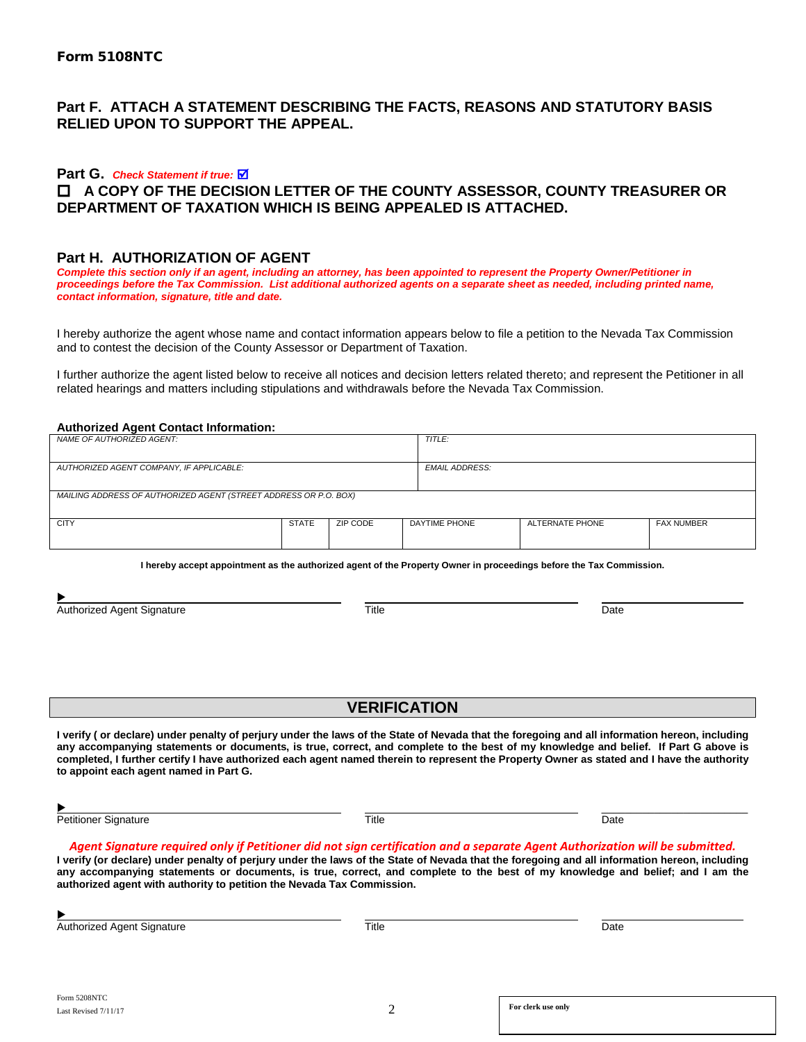**Form 5108NTC**

## Part F. ATTACH A STATEMENT DESCRIBING THE FACTS, REASONS AND STATUTORY BASIS RELIED UPON TO SUPPORT THE APPEAL.

## Part G. *Check Statement if true:* ☑

☐ **A COPY OF THE DECISION LETTER OF THE COUNTY ASSESSOR, COUNTY TREASURER OR DEPARTMENT OF TAXATION WHICH IS BEING APPEALED IS ATTACHED.**

## Part H. AUTHORIZATION OF AGENT

***Complete this section only if an agent, including an attorney, has been appointed to represent the Property Owner/Petitioner in proceedings before the Tax Commission. List additional authorized agents on a separate sheet as needed, including printed name, contact information, signature, title and date.***

I hereby authorize the agent whose name and contact information appears below to file a petition to the Nevada Tax Commission and to contest the decision of the County Assessor or Department of Taxation.

I further authorize the agent listed below to receive all notices and decision letters related thereto; and represent the Petitioner in all related hearings and matters including stipulations and withdrawals before the Nevada Tax Commission.

**Authorized Agent Contact Information:**

| | | | | | |
|---|---|---|---|---|---|
| *NAME OF AUTHORIZED AGENT:* | | | *TITLE:* | | |
| *AUTHORIZED AGENT COMPANY, IF APPLICABLE:* | | | *EMAIL ADDRESS:* | | |
| *MAILING ADDRESS OF AUTHORIZED AGENT (STREET ADDRESS OR P.O. BOX)* | | | | | |
| CITY | STATE | ZIP CODE | DAYTIME PHONE | ALTERNATE PHONE | FAX NUMBER |

**I hereby accept appointment as the authorized agent of the Property Owner in proceedings before the Tax Commission.**

▶ ______________________ ______________________ ______________________
Authorized Agent Signature Title Date

## VERIFICATION

**I verify ( or declare) under penalty of perjury under the laws of the State of Nevada that the foregoing and all information hereon, including any accompanying statements or documents, is true, correct, and complete to the best of my knowledge and belief. If Part G above is completed, I further certify I have authorized each agent named therein to represent the Property Owner as stated and I have the authority to appoint each agent named in Part G.**

▶ ______________________ ______________________ ______________________
Petitioner Signature Title Date

***Agent Signature required only if Petitioner did not sign certification and a separate Agent Authorization will be submitted.***

**I verify (or declare) under penalty of perjury under the laws of the State of Nevada that the foregoing and all information hereon, including any accompanying statements or documents, is true, correct, and complete to the best of my knowledge and belief; and I am the authorized agent with authority to petition the Nevada Tax Commission.**

▶ ______________________ ______________________ ______________________
Authorized Agent Signature Title Date

Form 5208NTC
Last Revised 7/11/17

**For clerk use only**